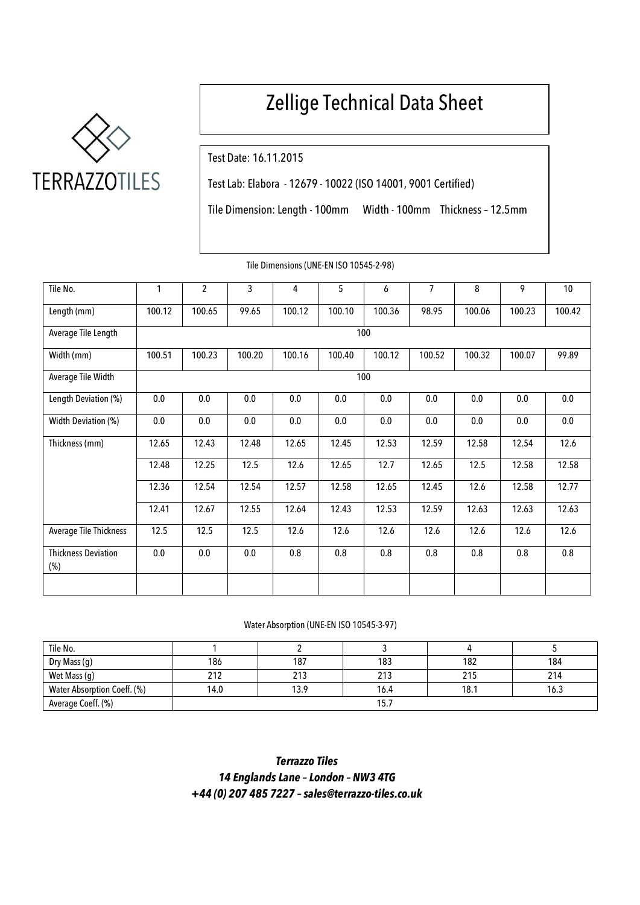TERRAZZOTILES

# Zellige Technical Data Sheet

Test Date: 16.11.2015

Test Lab: Elabora - 12679 - 10022 (ISO 14001, 9001 Certified)

Tile Dimension: Length - 100mm Width - 100mm Thickness – 12.5mm

Tile Dimensions (UNE-EN ISO 10545-2-98)

| Tile No. | 1 | 2 | 3 | 4 | 5 | 6 | 7 | 8 | 9 | 10 |
|---|---|---|---|---|---|---|---|---|---|---|
| Length (mm) | 100.12 | 100.65 | 99.65 | 100.12 | 100.10 | 100.36 | 98.95 | 100.06 | 100.23 | 100.42 |
| Average Tile Length | 100 | | | | | | | | | |
| Width (mm) | 100.51 | 100.23 | 100.20 | 100.16 | 100.40 | 100.12 | 100.52 | 100.32 | 100.07 | 99.89 |
| Average Tile Width | 100 | | | | | | | | | |
| Length Deviation (%) | 0.0 | 0.0 | 0.0 | 0.0 | 0.0 | 0.0 | 0.0 | 0.0 | 0.0 | 0.0 |
| Width Deviation (%) | 0.0 | 0.0 | 0.0 | 0.0 | 0.0 | 0.0 | 0.0 | 0.0 | 0.0 | 0.0 |
| Thickness (mm) | 12.65 | 12.43 | 12.48 | 12.65 | 12.45 | 12.53 | 12.59 | 12.58 | 12.54 | 12.6 |
| | 12.48 | 12.25 | 12.5 | 12.6 | 12.65 | 12.7 | 12.65 | 12.5 | 12.58 | 12.58 |
| | 12.36 | 12.54 | 12.54 | 12.57 | 12.58 | 12.65 | 12.45 | 12.6 | 12.58 | 12.77 |
| | 12.41 | 12.67 | 12.55 | 12.64 | 12.43 | 12.53 | 12.59 | 12.63 | 12.63 | 12.63 |
| Average Tile Thickness | 12.5 | 12.5 | 12.5 | 12.6 | 12.6 | 12.6 | 12.6 | 12.6 | 12.6 | 12.6 |
| Thickness Deviation (%) | 0.0 | 0.0 | 0.0 | 0.8 | 0.8 | 0.8 | 0.8 | 0.8 | 0.8 | 0.8 |
| | | | | | | | | | | |

Water Absorption (UNE-EN ISO 10545-3-97)

| Tile No. | 1 | 2 | 3 | 4 | 5 |
|---|---|---|---|---|---|
| Dry Mass (g) | 186 | 187 | 183 | 182 | 184 |
| Wet Mass (g) | 212 | 213 | 213 | 215 | 214 |
| Water Absorption Coeff. (%) | 14.0 | 13.9 | 16.4 | 18.1 | 16.3 |
| Average Coeff. (%) | 15.7 | | | | |

***Terrazzo Tiles***
***14 Englands Lane – London – NW3 4TG***
***+44 (0) 207 485 7227 – sales@terrazzo-tiles.co.uk***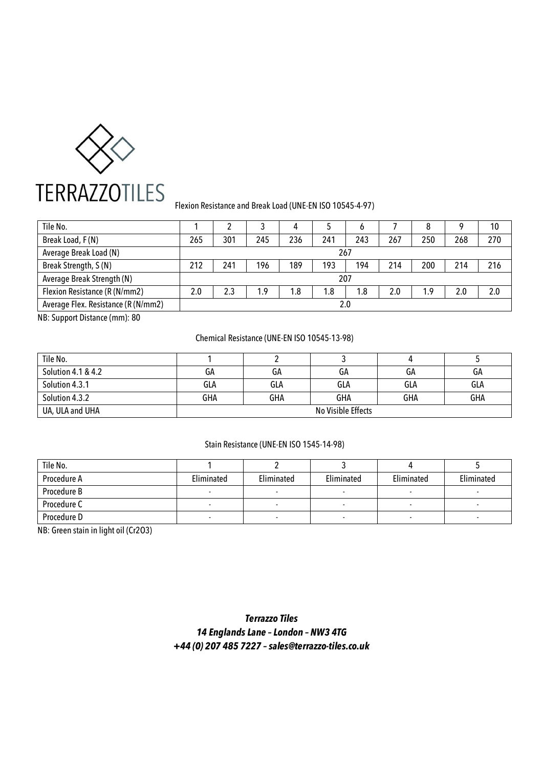TERRAZZOTILES

Flexion Resistance and Break Load (UNE-EN ISO 10545-4-97)

| Tile No. | 1 | 2 | 3 | 4 | 5 | 6 | 7 | 8 | 9 | 10 |
|---|---|---|---|---|---|---|---|---|---|---|
| Break Load, F (N) | 265 | 301 | 245 | 236 | 241 | 243 | 267 | 250 | 268 | 270 |
| Average Break Load (N) | 267 | | | | | | | | | |
| Break Strength, S (N) | 212 | 241 | 196 | 189 | 193 | 194 | 214 | 200 | 214 | 216 |
| Average Break Strength (N) | 207 | | | | | | | | | |
| Flexion Resistance (R (N/mm2) | 2.0 | 2.3 | 1.9 | 1.8 | 1.8 | 1.8 | 2.0 | 1.9 | 2.0 | 2.0 |
| Average Flex. Resistance (R (N/mm2) | 2.0 | | | | | | | | | |

NB: Support Distance (mm): 80

Chemical Resistance (UNE-EN ISO 10545-13-98)

| Tile No. | 1 | 2 | 3 | 4 | 5 |
|---|---|---|---|---|---|
| Solution 4.1 & 4.2 | GA | GA | GA | GA | GA |
| Solution 4.3.1 | GLA | GLA | GLA | GLA | GLA |
| Solution 4.3.2 | GHA | GHA | GHA | GHA | GHA |
| UA, ULA and UHA | No Visible Effects | | | | |

Stain Resistance (UNE-EN ISO 1545-14-98)

| Tile No. | 1 | 2 | 3 | 4 | 5 |
|---|---|---|---|---|---|
| Procedure A | Eliminated | Eliminated | Eliminated | Eliminated | Eliminated |
| Procedure B | - | - | - | - | - |
| Procedure C | - | - | - | - | - |
| Procedure D | - | - | - | - | - |

NB: Green stain in light oil ($Cr_2O_3$)

***Terrazzo Tiles***
***14 Englands Lane – London – NW3 4TG***
***+44 (0) 207 485 7227 – sales@terrazzo-tiles.co.uk***